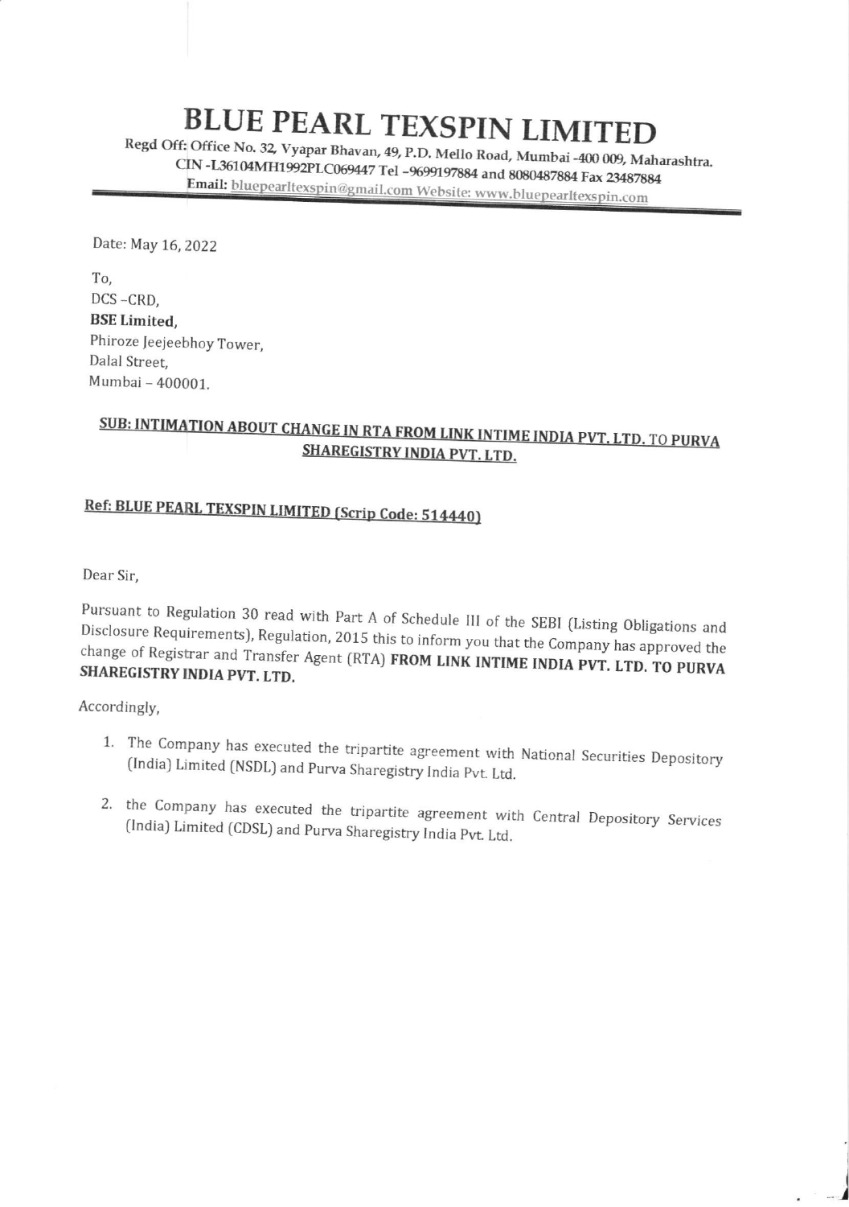# BLUE PEARL TEXSPIN LIMITED

Regd Off: Office No. 32, Vyapar Bhavan, 49, P.D. Mello Road, Mumbai -400 009, Maharashtra.
CIN -L36104MH1992PLC069447 Tel -9699197884 and 8080487884 Fax 23487884
Email: bluepearltexspin@gmail.com Website: www.bluepearltexspin.com

Date: May 16, 2022

To,
DCS -CRD,
**BSE Limited,**
Phiroze Jeejeebhoy Tower,
Dalal Street,
Mumbai – 400001.

**SUB: INTIMATION ABOUT CHANGE IN RTA FROM LINK INTIME INDIA PVT. LTD. TO PURVA SHAREGISTRY INDIA PVT. LTD.**

**Ref: BLUE PEARL TEXSPIN LIMITED (Scrip Code: 514440)**

Dear Sir,

Pursuant to Regulation 30 read with Part A of Schedule III of the SEBI (Listing Obligations and Disclosure Requirements), Regulation, 2015 this to inform you that the Company has approved the change of Registrar and Transfer Agent (RTA) **FROM LINK INTIME INDIA PVT. LTD. TO PURVA SHAREGISTRY INDIA PVT. LTD.**

Accordingly,

1. The Company has executed the tripartite agreement with National Securities Depository (India) Limited (NSDL) and Purva Sharegistry India Pvt. Ltd.

2. the Company has executed the tripartite agreement with Central Depository Services (India) Limited (CDSL) and Purva Sharegistry India Pvt. Ltd.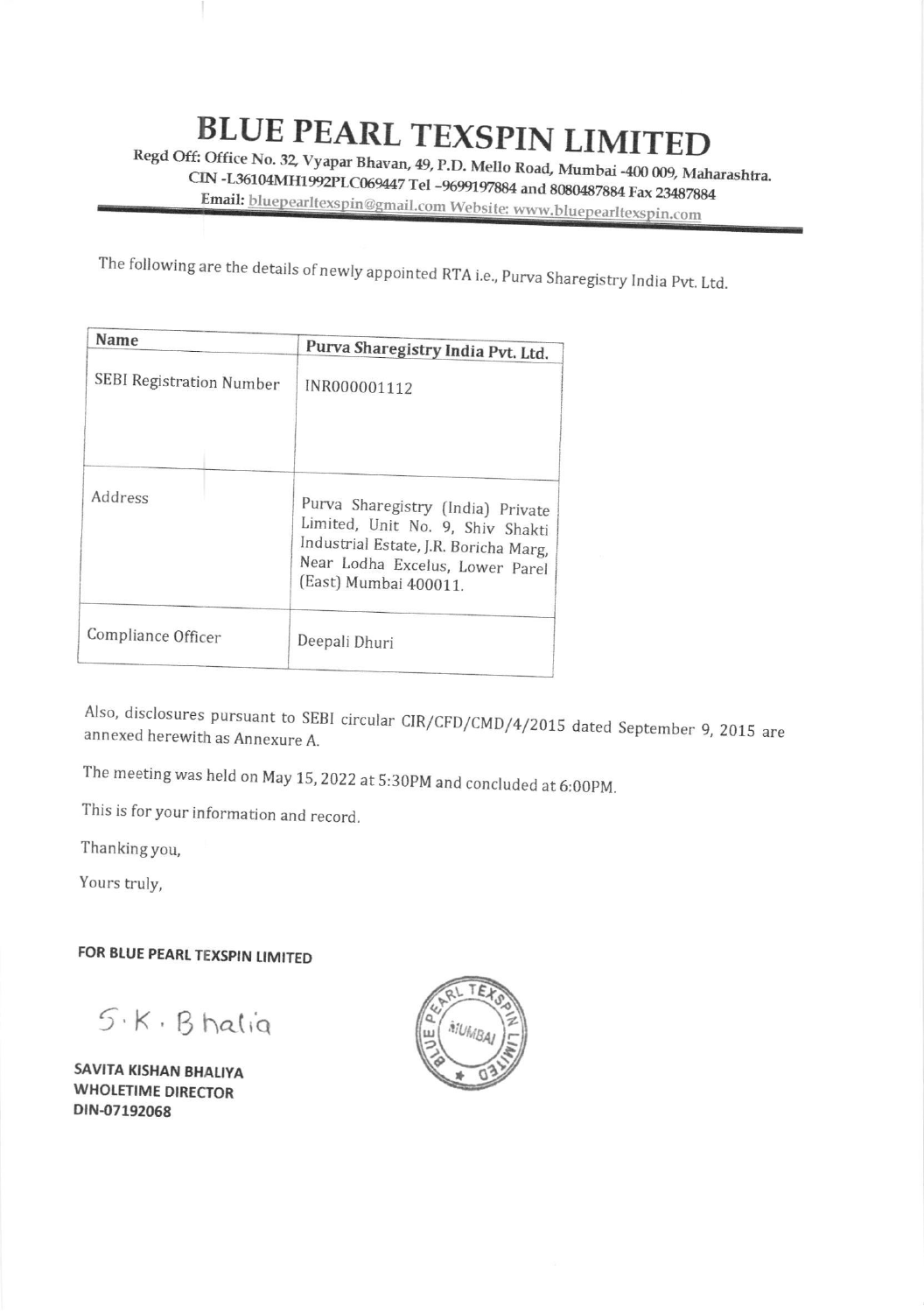# BLUE PEARL TEXSPIN LIMITED

Regd Off: Office No. 32, Vyapar Bhavan, 49, P.D. Mello Road, Mumbai -400 009, Maharashtra.
CIN -L36104MH1992PLC069447 Tel -9699197884 and 8080487884 Fax 23487884
Email: bluepearltexspin@gmail.com Website: www.bluepearltexspin.com

The following are the details of newly appointed RTA i.e., Purva Sharegistry India Pvt. Ltd.

| Name | Purva Sharegistry India Pvt. Ltd. |
|---|---|
| SEBI Registration Number | INR000001112 |
| Address | Purva Sharegistry (India) Private Limited, Unit No. 9, Shiv Shakti Industrial Estate, J.R. Boricha Marg, Near Lodha Excelus, Lower Parel (East) Mumbai 400011. |
| Compliance Officer | Deepali Dhuri |

Also, disclosures pursuant to SEBI circular CIR/CFD/CMD/4/2015 dated September 9, 2015 are annexed herewith as Annexure A.

The meeting was held on May 15, 2022 at 5:30PM and concluded at 6:00PM.

This is for your information and record.

Thanking you,

Yours truly,

**FOR BLUE PEARL TEXSPIN LIMITED**

S.K. Bhalia

**SAVITA KISHAN BHALIYA**
**WHOLETIME DIRECTOR**
**DIN-07192068**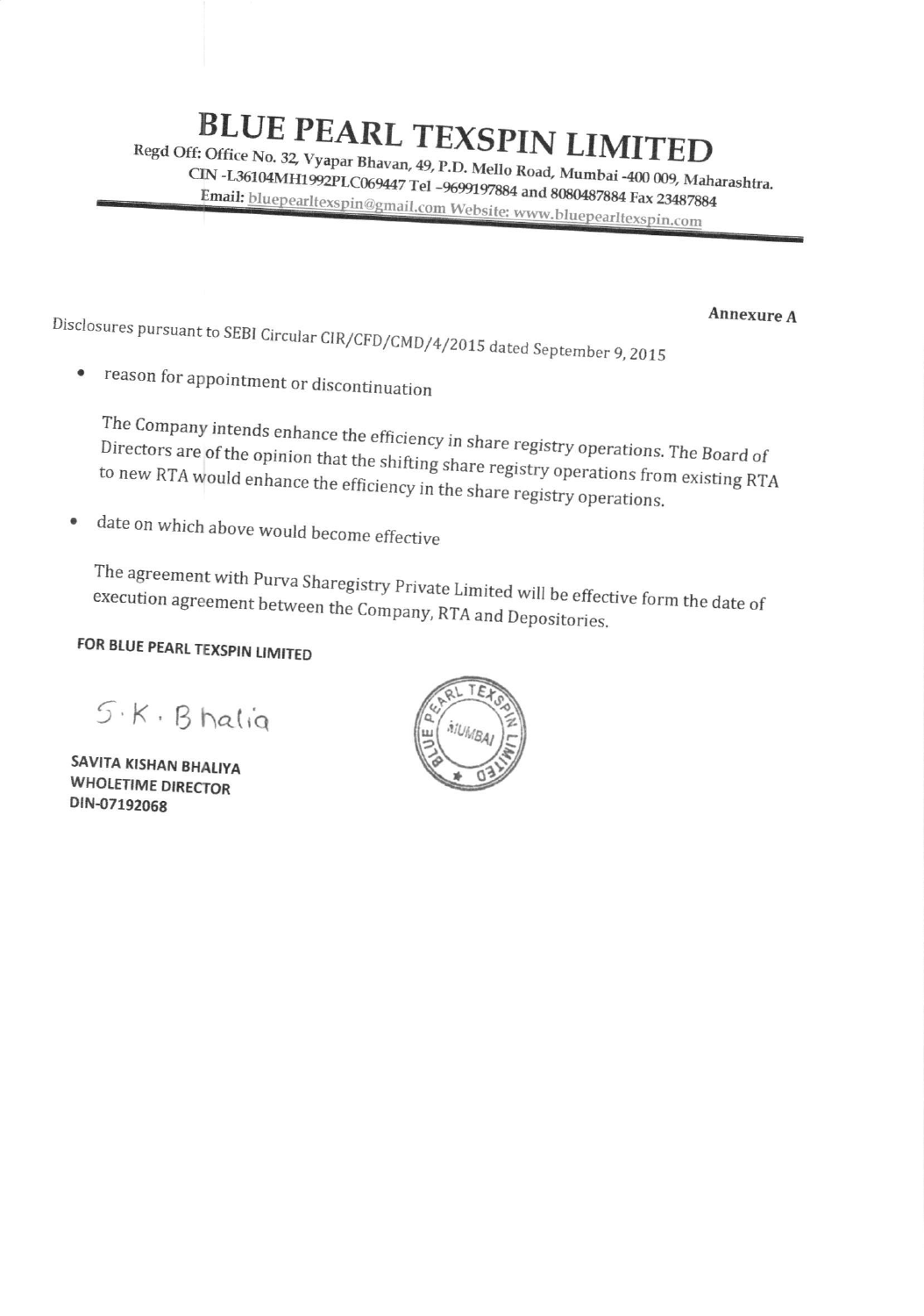# BLUE PEARL TEXSPIN LIMITED

Regd Off: Office No. 32, Vyapar Bhavan, 49, P.D. Mello Road, Mumbai -400 009, Maharashtra.
CIN -L36104MH1992PLC069447 Tel -9699197884 and 8080487884 Fax 23487884
Email: bluepearltexspin@gmail.com Website: www.bluepearltexspin.com

**Annexure A**

Disclosures pursuant to SEBI Circular CIR/CFD/CMD/4/2015 dated September 9, 2015

- reason for appointment or discontinuation

  The Company intends enhance the efficiency in share registry operations. The Board of Directors are of the opinion that the shifting share registry operations from existing RTA to new RTA would enhance the efficiency in the share registry operations.

- date on which above would become effective

  The agreement with Purva Sharegistry Private Limited will be effective form the date of execution agreement between the Company, RTA and Depositories.

**FOR BLUE PEARL TEXSPIN LIMITED**

S.K. Bhalia

**SAVITA KISHAN BHALIYA**
**WHOLETIME DIRECTOR**
**DIN-07192068**